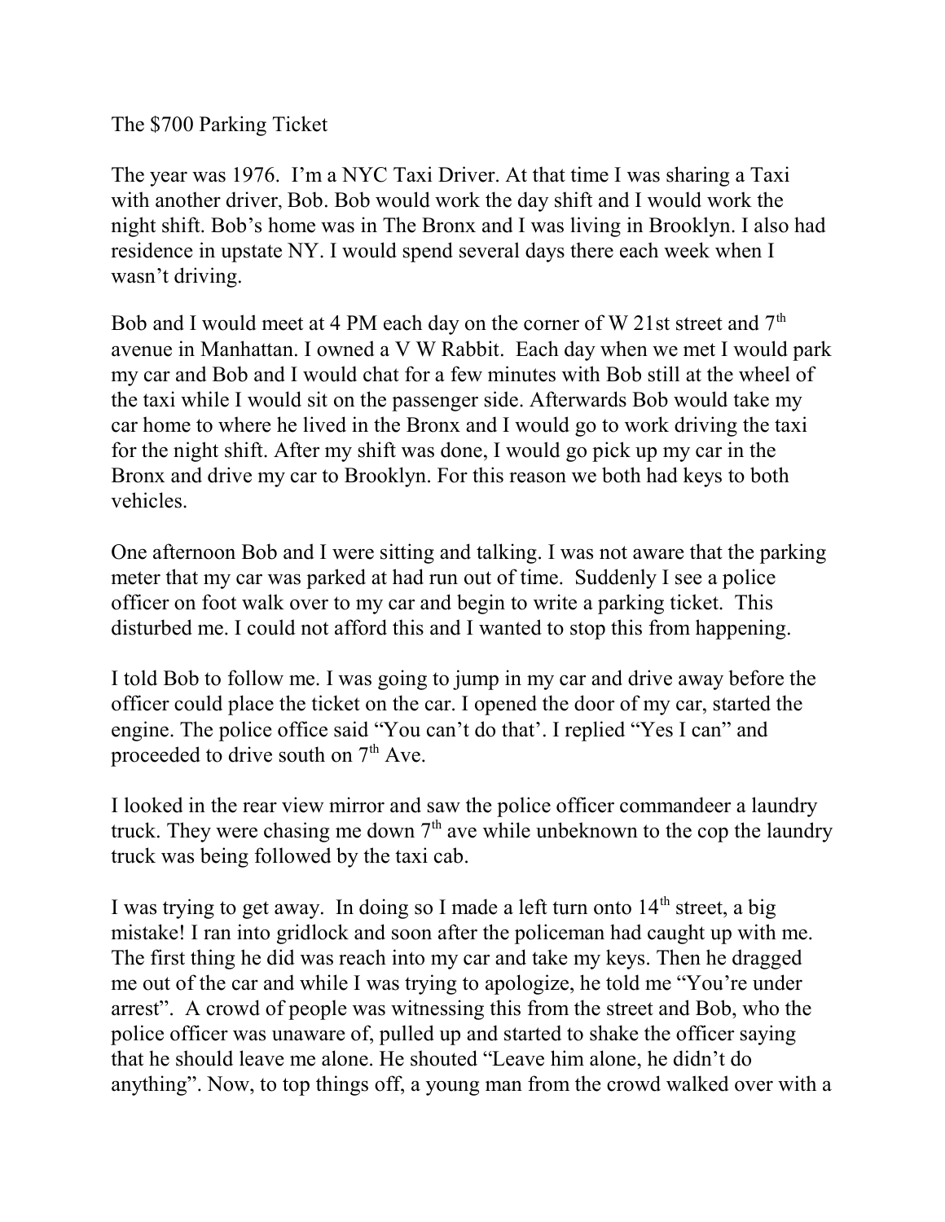The $700 Parking Ticket

The year was 1976. I'm a NYC Taxi Driver. At that time I was sharing a Taxi with another driver, Bob. Bob would work the day shift and I would work the night shift. Bob's home was in The Bronx and I was living in Brooklyn. I also had residence in upstate NY. I would spend several days there each week when I wasn't driving.

Bob and I would meet at 4 PM each day on the corner of W 21st street and 7th avenue in Manhattan. I owned a V W Rabbit. Each day when we met I would park my car and Bob and I would chat for a few minutes with Bob still at the wheel of the taxi while I would sit on the passenger side. Afterwards Bob would take my car home to where he lived in the Bronx and I would go to work driving the taxi for the night shift. After my shift was done, I would go pick up my car in the Bronx and drive my car to Brooklyn. For this reason we both had keys to both vehicles.

One afternoon Bob and I were sitting and talking. I was not aware that the parking meter that my car was parked at had run out of time. Suddenly I see a police officer on foot walk over to my car and begin to write a parking ticket. This disturbed me. I could not afford this and I wanted to stop this from happening.

I told Bob to follow me. I was going to jump in my car and drive away before the officer could place the ticket on the car. I opened the door of my car, started the engine. The police office said "You can't do that'. I replied "Yes I can" and proceeded to drive south on 7th Ave.

I looked in the rear view mirror and saw the police officer commandeer a laundry truck. They were chasing me down 7th ave while unbeknown to the cop the laundry truck was being followed by the taxi cab.

I was trying to get away. In doing so I made a left turn onto 14th street, a big mistake! I ran into gridlock and soon after the policeman had caught up with me. The first thing he did was reach into my car and take my keys. Then he dragged me out of the car and while I was trying to apologize, he told me "You're under arrest". A crowd of people was witnessing this from the street and Bob, who the police officer was unaware of, pulled up and started to shake the officer saying that he should leave me alone. He shouted "Leave him alone, he didn't do anything". Now, to top things off, a young man from the crowd walked over with a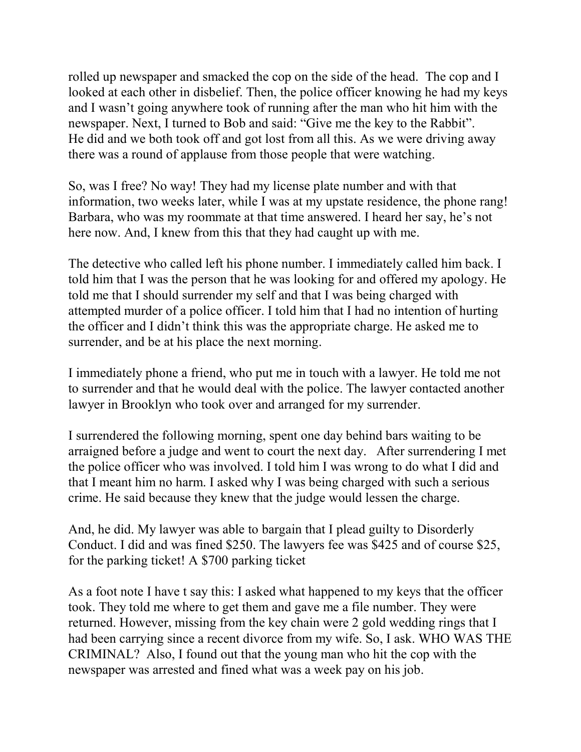rolled up newspaper and smacked the cop on the side of the head. The cop and I looked at each other in disbelief. Then, the police officer knowing he had my keys and I wasn't going anywhere took of running after the man who hit him with the newspaper. Next, I turned to Bob and said: "Give me the key to the Rabbit". He did and we both took off and got lost from all this. As we were driving away there was a round of applause from those people that were watching.

So, was I free? No way! They had my license plate number and with that information, two weeks later, while I was at my upstate residence, the phone rang! Barbara, who was my roommate at that time answered. I heard her say, he's not here now. And, I knew from this that they had caught up with me.

The detective who called left his phone number. I immediately called him back. I told him that I was the person that he was looking for and offered my apology. He told me that I should surrender my self and that I was being charged with attempted murder of a police officer. I told him that I had no intention of hurting the officer and I didn't think this was the appropriate charge. He asked me to surrender, and be at his place the next morning.

I immediately phone a friend, who put me in touch with a lawyer. He told me not to surrender and that he would deal with the police. The lawyer contacted another lawyer in Brooklyn who took over and arranged for my surrender.

I surrendered the following morning, spent one day behind bars waiting to be arraigned before a judge and went to court the next day. After surrendering I met the police officer who was involved. I told him I was wrong to do what I did and that I meant him no harm. I asked why I was being charged with such a serious crime. He said because they knew that the judge would lessen the charge.

And, he did. My lawyer was able to bargain that I plead guilty to Disorderly Conduct. I did and was fined $250. The lawyers fee was $425 and of course $25, for the parking ticket! A $700 parking ticket

As a foot note I have t say this: I asked what happened to my keys that the officer took. They told me where to get them and gave me a file number. They were returned. However, missing from the key chain were 2 gold wedding rings that I had been carrying since a recent divorce from my wife. So, I ask. WHO WAS THE CRIMINAL? Also, I found out that the young man who hit the cop with the newspaper was arrested and fined what was a week pay on his job.